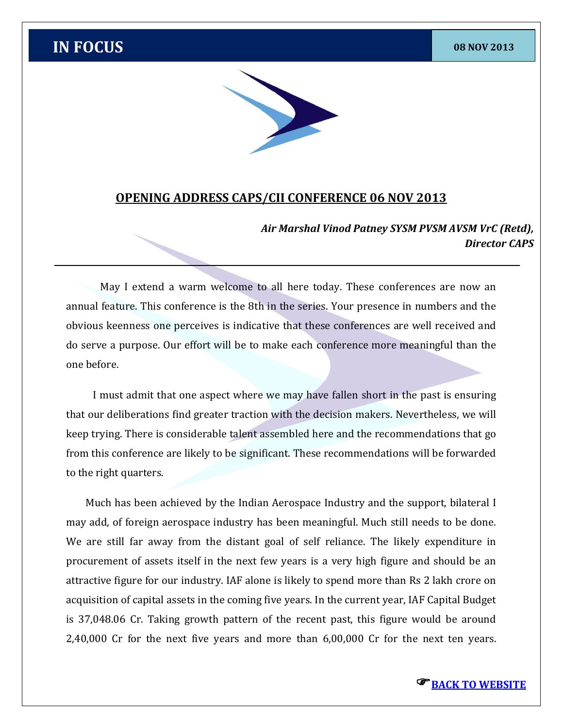# IN FOCUS

08 NOV 2013

## OPENING ADDRESS CAPS/CII CONFERENCE 06 NOV 2013

***Air Marshal Vinod Patney SYSM PVSM AVSM VrC (Retd), Director CAPS***

---

May I extend a warm welcome to all here today. These conferences are now an annual feature. This conference is the 8th in the series. Your presence in numbers and the obvious keenness one perceives is indicative that these conferences are well received and do serve a purpose. Our effort will be to make each conference more meaningful than the one before.

I must admit that one aspect where we may have fallen short in the past is ensuring that our deliberations find greater traction with the decision makers. Nevertheless, we will keep trying. There is considerable talent assembled here and the recommendations that go from this conference are likely to be significant. These recommendations will be forwarded to the right quarters.

Much has been achieved by the Indian Aerospace Industry and the support, bilateral I may add, of foreign aerospace industry has been meaningful. Much still needs to be done. We are still far away from the distant goal of self reliance. The likely expenditure in procurement of assets itself in the next few years is a very high figure and should be an attractive figure for our industry. IAF alone is likely to spend more than Rs 2 lakh crore on acquisition of capital assets in the coming five years. In the current year, IAF Capital Budget is 37,048.06 Cr. Taking growth pattern of the recent past, this figure would be around 2,40,000 Cr for the next five years and more than 6,00,000 Cr for the next ten years.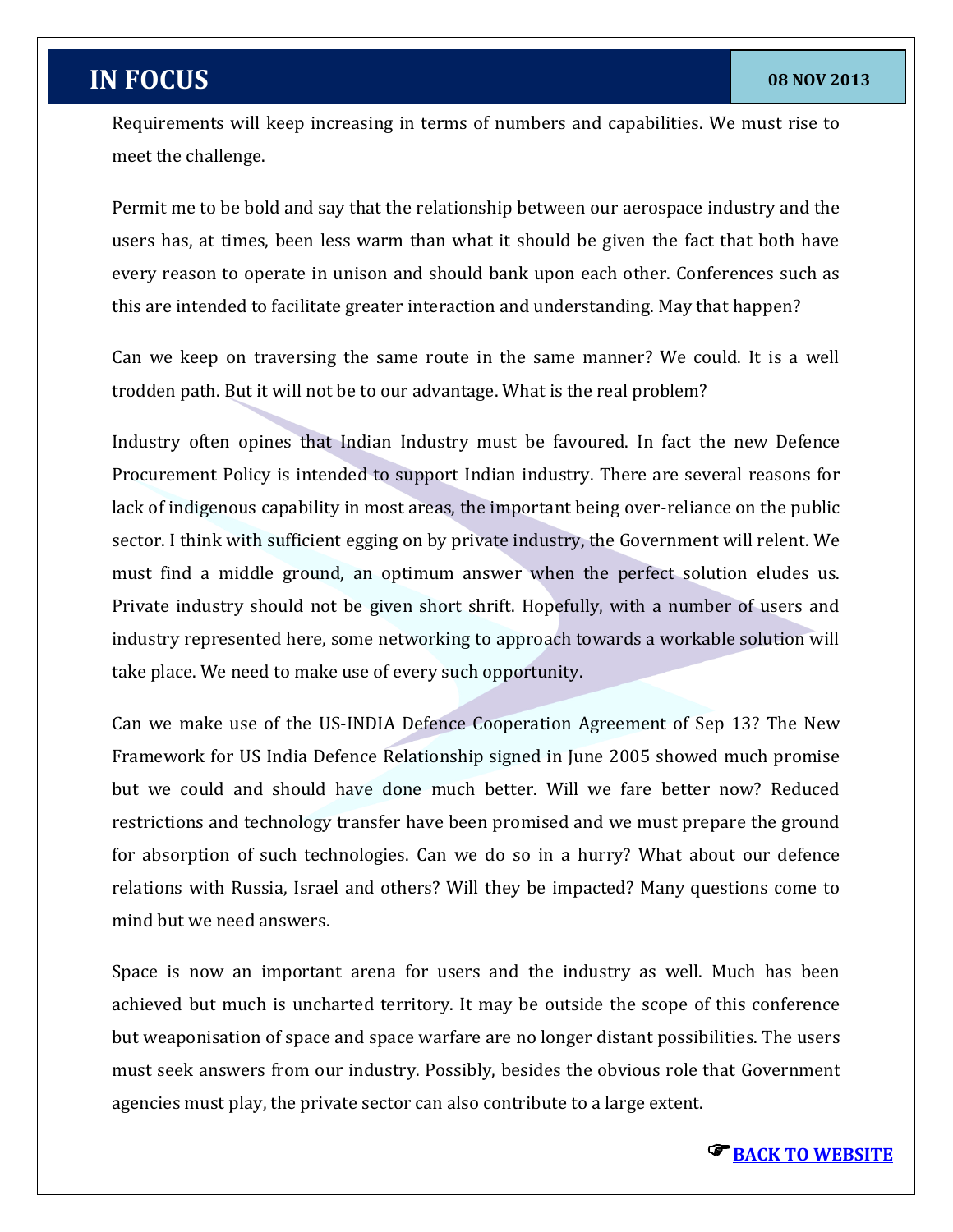Requirements will keep increasing in terms of numbers and capabilities. We must rise to meet the challenge.

Permit me to be bold and say that the relationship between our aerospace industry and the users has, at times, been less warm than what it should be given the fact that both have every reason to operate in unison and should bank upon each other. Conferences such as this are intended to facilitate greater interaction and understanding. May that happen?

Can we keep on traversing the same route in the same manner? We could. It is a well trodden path. But it will not be to our advantage. What is the real problem?

Industry often opines that Indian Industry must be favoured. In fact the new Defence Procurement Policy is intended to support Indian industry. There are several reasons for lack of indigenous capability in most areas, the important being over-reliance on the public sector. I think with sufficient egging on by private industry, the Government will relent. We must find a middle ground, an optimum answer when the perfect solution eludes us. Private industry should not be given short shrift. Hopefully, with a number of users and industry represented here, some networking to approach towards a workable solution will take place. We need to make use of every such opportunity.

Can we make use of the US-INDIA Defence Cooperation Agreement of Sep 13? The New Framework for US India Defence Relationship signed in June 2005 showed much promise but we could and should have done much better. Will we fare better now? Reduced restrictions and technology transfer have been promised and we must prepare the ground for absorption of such technologies. Can we do so in a hurry? What about our defence relations with Russia, Israel and others? Will they be impacted? Many questions come to mind but we need answers.

Space is now an important arena for users and the industry as well. Much has been achieved but much is uncharted territory. It may be outside the scope of this conference but weaponisation of space and space warfare are no longer distant possibilities. The users must seek answers from our industry. Possibly, besides the obvious role that Government agencies must play, the private sector can also contribute to a large extent.

☞[BACK TO WEBSITE]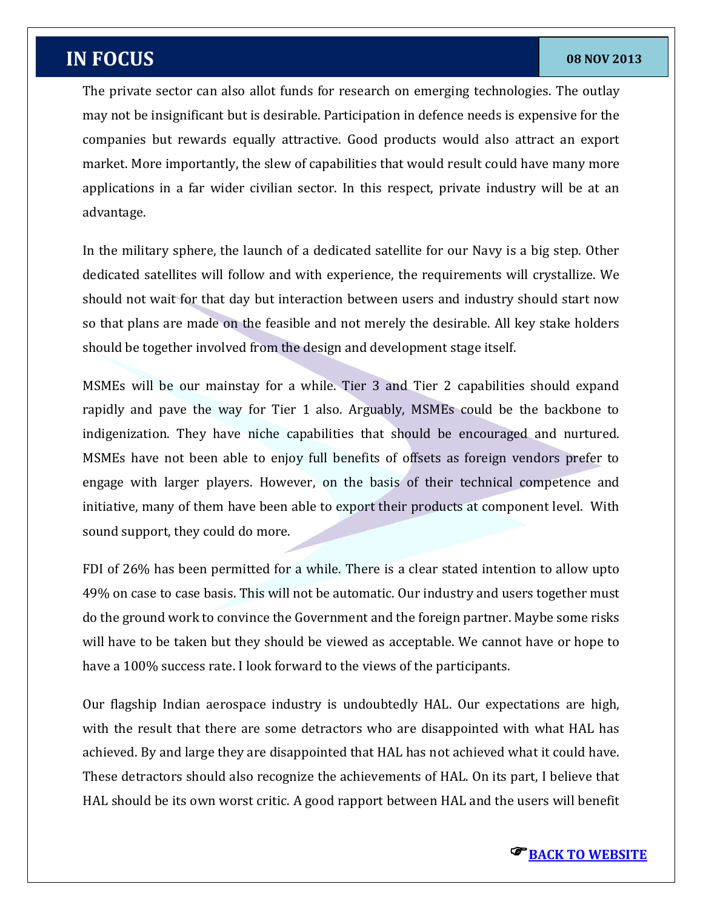The private sector can also allot funds for research on emerging technologies. The outlay may not be insignificant but is desirable. Participation in defence needs is expensive for the companies but rewards equally attractive. Good products would also attract an export market. More importantly, the slew of capabilities that would result could have many more applications in a far wider civilian sector. In this respect, private industry will be at an advantage.

In the military sphere, the launch of a dedicated satellite for our Navy is a big step. Other dedicated satellites will follow and with experience, the requirements will crystallize. We should not wait for that day but interaction between users and industry should start now so that plans are made on the feasible and not merely the desirable. All key stake holders should be together involved from the design and development stage itself.

MSMEs will be our mainstay for a while. Tier 3 and Tier 2 capabilities should expand rapidly and pave the way for Tier 1 also. Arguably, MSMEs could be the backbone to indigenization. They have niche capabilities that should be encouraged and nurtured. MSMEs have not been able to enjoy full benefits of offsets as foreign vendors prefer to engage with larger players. However, on the basis of their technical competence and initiative, many of them have been able to export their products at component level. With sound support, they could do more.

FDI of 26% has been permitted for a while. There is a clear stated intention to allow upto 49% on case to case basis. This will not be automatic. Our industry and users together must do the ground work to convince the Government and the foreign partner. Maybe some risks will have to be taken but they should be viewed as acceptable. We cannot have or hope to have a 100% success rate. I look forward to the views of the participants.

Our flagship Indian aerospace industry is undoubtedly HAL. Our expectations are high, with the result that there are some detractors who are disappointed with what HAL has achieved. By and large they are disappointed that HAL has not achieved what it could have. These detractors should also recognize the achievements of HAL. On its part, I believe that HAL should be its own worst critic. A good rapport between HAL and the users will benefit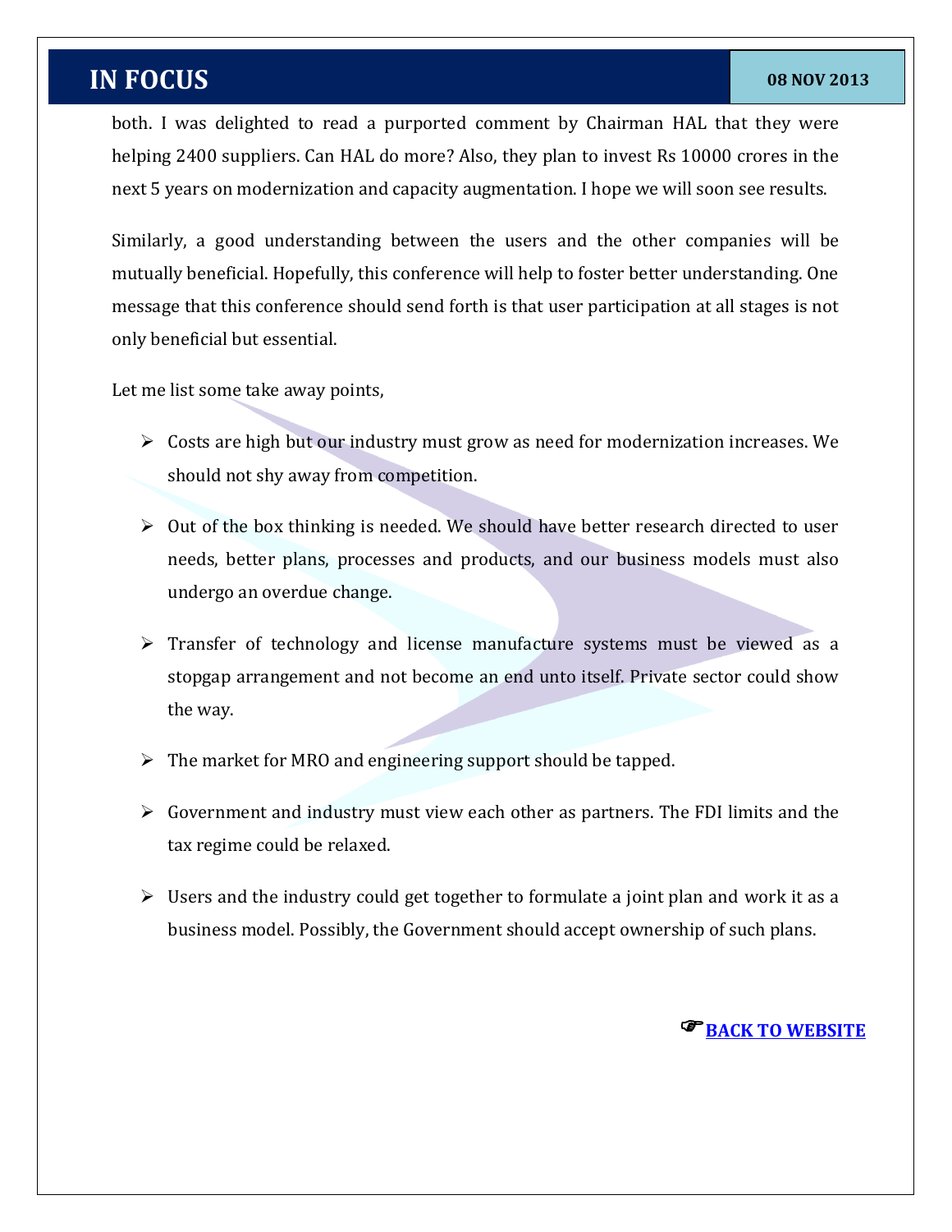both. I was delighted to read a purported comment by Chairman HAL that they were helping 2400 suppliers. Can HAL do more? Also, they plan to invest Rs 10000 crores in the next 5 years on modernization and capacity augmentation. I hope we will soon see results.

Similarly, a good understanding between the users and the other companies will be mutually beneficial. Hopefully, this conference will help to foster better understanding. One message that this conference should send forth is that user participation at all stages is not only beneficial but essential.

Let me list some take away points,

- Costs are high but our industry must grow as need for modernization increases. We should not shy away from competition.
- Out of the box thinking is needed. We should have better research directed to user needs, better plans, processes and products, and our business models must also undergo an overdue change.
- Transfer of technology and license manufacture systems must be viewed as a stopgap arrangement and not become an end unto itself. Private sector could show the way.
- The market for MRO and engineering support should be tapped.
- Government and industry must view each other as partners. The FDI limits and the tax regime could be relaxed.
- Users and the industry could get together to formulate a joint plan and work it as a business model. Possibly, the Government should accept ownership of such plans.

☞**BACK TO WEBSITE**